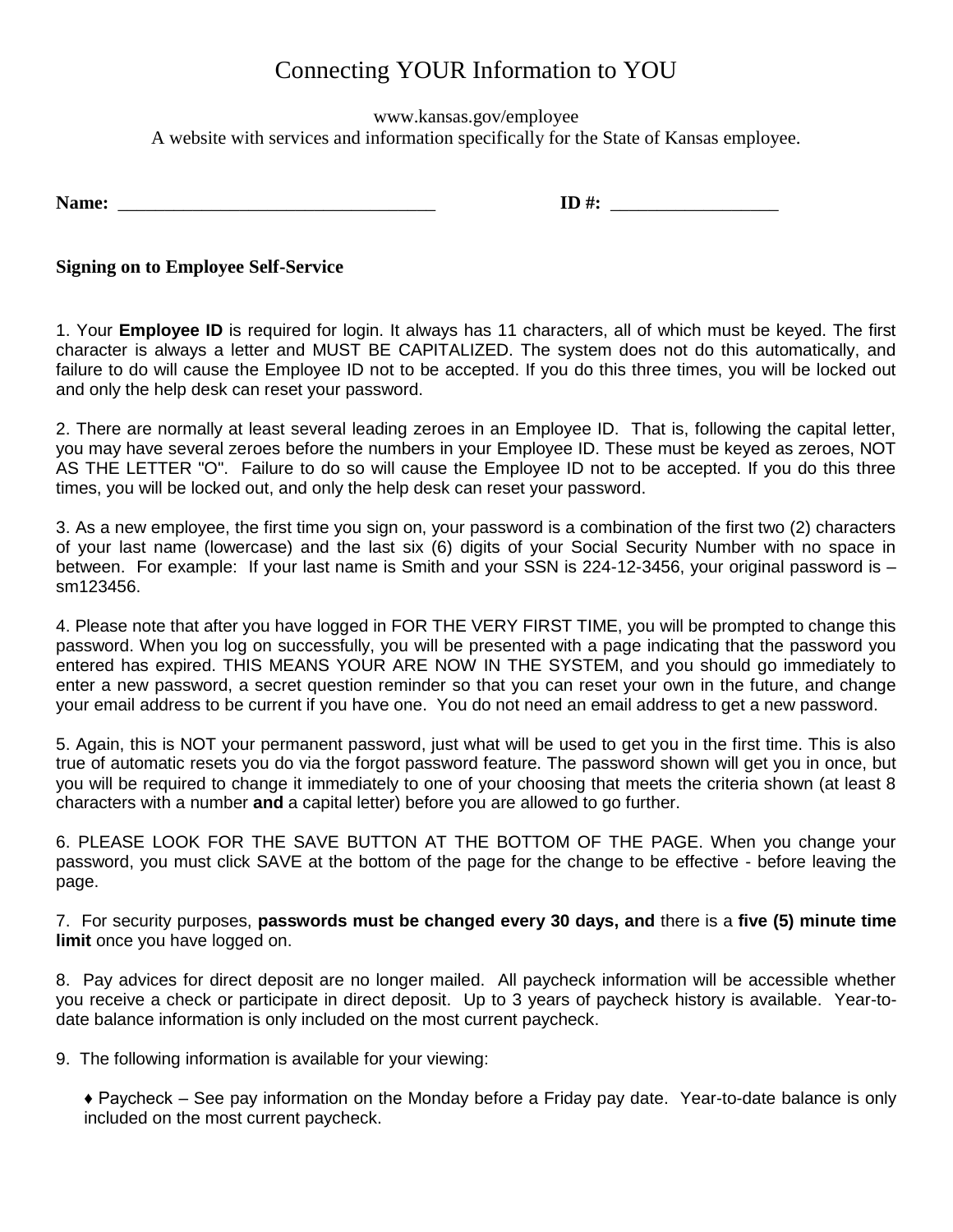# Connecting YOUR Information to YOU

www.kansas.gov/employee
A website with services and information specifically for the State of Kansas employee.

**Name:** ___________________________________ **ID #:** __________________

**Signing on to Employee Self-Service**

1. Your **Employee ID** is required for login. It always has 11 characters, all of which must be keyed. The first character is always a letter and MUST BE CAPITALIZED. The system does not do this automatically, and failure to do will cause the Employee ID not to be accepted. If you do this three times, you will be locked out and only the help desk can reset your password.

2. There are normally at least several leading zeroes in an Employee ID. That is, following the capital letter, you may have several zeroes before the numbers in your Employee ID. These must be keyed as zeroes, NOT AS THE LETTER "O". Failure to do so will cause the Employee ID not to be accepted. If you do this three times, you will be locked out, and only the help desk can reset your password.

3. As a new employee, the first time you sign on, your password is a combination of the first two (2) characters of your last name (lowercase) and the last six (6) digits of your Social Security Number with no space in between. For example: If your last name is Smith and your SSN is 224-12-3456, your original password is – sm123456.

4. Please note that after you have logged in FOR THE VERY FIRST TIME, you will be prompted to change this password. When you log on successfully, you will be presented with a page indicating that the password you entered has expired. THIS MEANS YOUR ARE NOW IN THE SYSTEM, and you should go immediately to enter a new password, a secret question reminder so that you can reset your own in the future, and change your email address to be current if you have one. You do not need an email address to get a new password.

5. Again, this is NOT your permanent password, just what will be used to get you in the first time. This is also true of automatic resets you do via the forgot password feature. The password shown will get you in once, but you will be required to change it immediately to one of your choosing that meets the criteria shown (at least 8 characters with a number **and** a capital letter) before you are allowed to go further.

6. PLEASE LOOK FOR THE SAVE BUTTON AT THE BOTTOM OF THE PAGE. When you change your password, you must click SAVE at the bottom of the page for the change to be effective - before leaving the page.

7. For security purposes, **passwords must be changed every 30 days, and** there is a **five (5) minute time limit** once you have logged on.

8. Pay advices for direct deposit are no longer mailed. All paycheck information will be accessible whether you receive a check or participate in direct deposit. Up to 3 years of paycheck history is available. Year-to-date balance information is only included on the most current paycheck.

9. The following information is available for your viewing:

   ♦ Paycheck – See pay information on the Monday before a Friday pay date. Year-to-date balance is only included on the most current paycheck.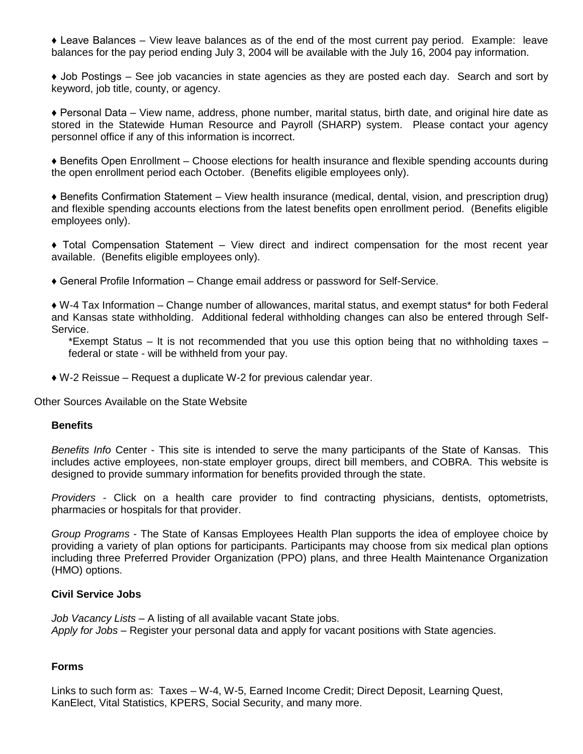♦ Leave Balances – View leave balances as of the end of the most current pay period. Example: leave balances for the pay period ending July 3, 2004 will be available with the July 16, 2004 pay information.

♦ Job Postings – See job vacancies in state agencies as they are posted each day. Search and sort by keyword, job title, county, or agency.

♦ Personal Data – View name, address, phone number, marital status, birth date, and original hire date as stored in the Statewide Human Resource and Payroll (SHARP) system. Please contact your agency personnel office if any of this information is incorrect.

♦ Benefits Open Enrollment – Choose elections for health insurance and flexible spending accounts during the open enrollment period each October. (Benefits eligible employees only).

♦ Benefits Confirmation Statement – View health insurance (medical, dental, vision, and prescription drug) and flexible spending accounts elections from the latest benefits open enrollment period. (Benefits eligible employees only).

♦ Total Compensation Statement – View direct and indirect compensation for the most recent year available. (Benefits eligible employees only).

♦ General Profile Information – Change email address or password for Self-Service.

♦ W-4 Tax Information – Change number of allowances, marital status, and exempt status* for both Federal and Kansas state withholding. Additional federal withholding changes can also be entered through Self-Service.

*Exempt Status – It is not recommended that you use this option being that no withholding taxes – federal or state - will be withheld from your pay.

♦ W-2 Reissue – Request a duplicate W-2 for previous calendar year.

Other Sources Available on the State Website

**Benefits**

*Benefits Info* Center - This site is intended to serve the many participants of the State of Kansas. This includes active employees, non-state employer groups, direct bill members, and COBRA. This website is designed to provide summary information for benefits provided through the state.

*Providers* - Click on a health care provider to find contracting physicians, dentists, optometrists, pharmacies or hospitals for that provider.

*Group Programs* - The State of Kansas Employees Health Plan supports the idea of employee choice by providing a variety of plan options for participants. Participants may choose from six medical plan options including three Preferred Provider Organization (PPO) plans, and three Health Maintenance Organization (HMO) options.

**Civil Service Jobs**

*Job Vacancy Lists* – A listing of all available vacant State jobs.
*Apply for Jobs* – Register your personal data and apply for vacant positions with State agencies.

**Forms**

Links to such form as: Taxes – W-4, W-5, Earned Income Credit; Direct Deposit, Learning Quest, KanElect, Vital Statistics, KPERS, Social Security, and many more.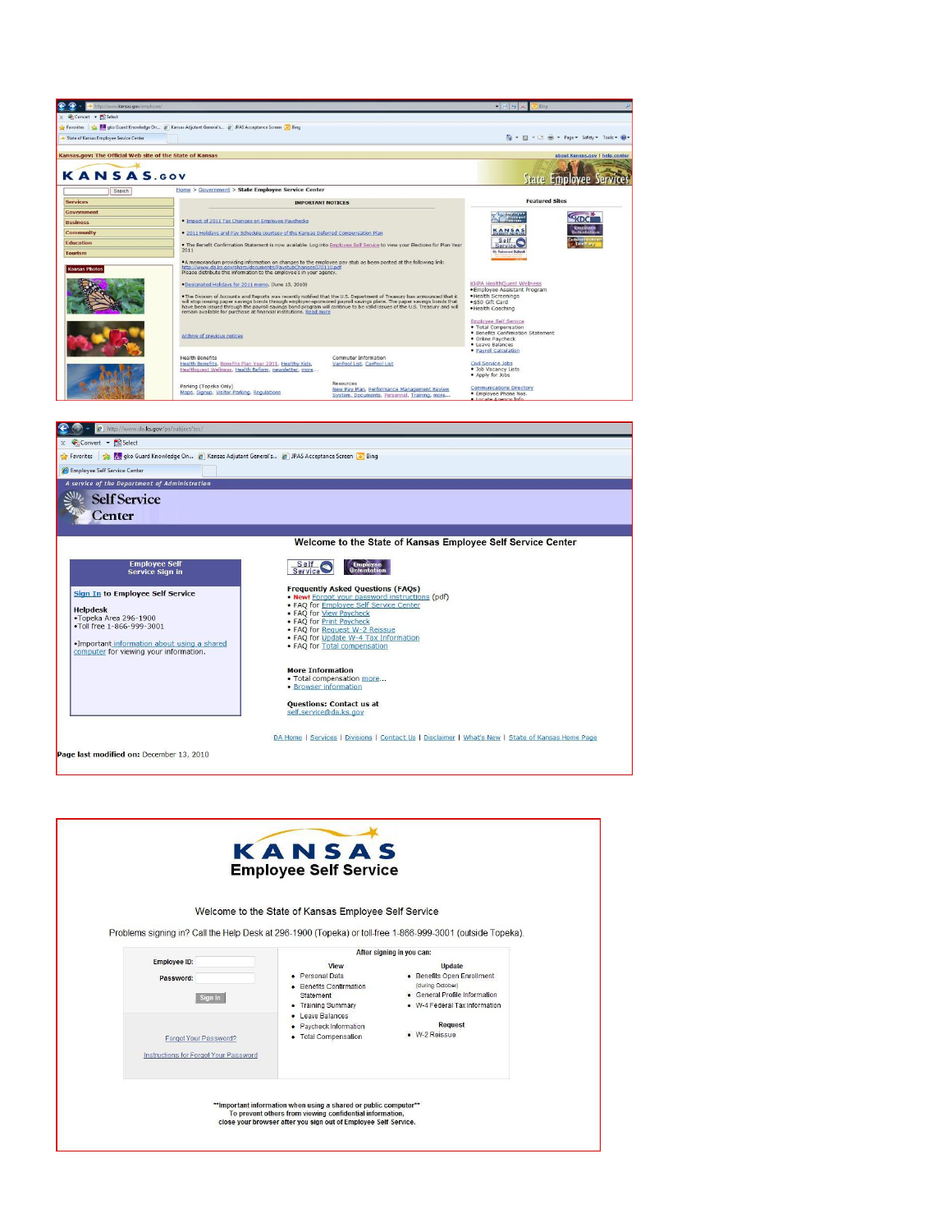Kansas.gov: The Official Web site of the State of Kansas

about Kansas.gov | help center

KANSAS.GOV

State Employee Services

Home > Government > State Employee Service Center

Services
Government
Business
Community
Education
Tourism

Kansas Photos

**IMPORTANT NOTICES**

- Impact of 2011 Tax Changes on Employee Paychecks
- 2011 Holidays and Pay Schedule courtesy of the Kansas Deferred Compensation Plan
- The Benefit Confirmation Statement is now available. Log into Employee Self Service to view your Elections for Plan Year 2011
- A memorandum providing information on changes to the employee pay stub as been posted at the following link: http://www.da.ks.gov/sharp/documents/PaystubChanges070110.pdf Please distribute this information to the employee's in your agency.
- Designated Holidays for 2011 memo. (June 15, 2010)
- The Division of Accounts and Reports was recently notified that the U.S. Department of Treasury has announced that it will stop issuing paper savings bonds through employer-sponsored payroll savings plans. The paper savings bonds that have been issued through the payroll savings bonds program will continue to be valid issues of the U.S. Treasury and will remain available for purchase at financial institutions. Read more

Archive of previous notices

Health Benefits
Health Benefits, Benefits Plan Year 2011, Healthy Kids, Healthquest Wellness, Health Reform, newsletter, more...

Commuter Information
VanPool List, CarPool List

Parking (Topeka Only)
Maps, Signup, Visitor Parking, Regulations

Resources
New Pay Plan, Performance Management Review System, Documents, Personnel, Training, more...

**Featured Sites**

KHPA HealthQuest Wellness
- Employee Assistant Program
- Health Screenings
- $50 Gift Card
- Health Coaching

Employee Self Service
- Total Compensation
- Benefits Confirmation Statement
- Online Paycheck
- Leave Balances
- Payroll Calculation

Civil Service Jobs
- Job Vacancy Lists
- Apply for Jobs

Communications Directory
- Employee Phone Nos.
- Locate Agency Info

---

*A service of the Department of Administration*

Self Service Center

**Welcome to the State of Kansas Employee Self Service Center**

**Employee Self Service Sign In**

**Sign In to Employee Self Service**

**Helpdesk**
- Topeka Area 296-1900
- Toll free 1-866-999-3001

- Important information about using a shared computer for viewing your information.

**Frequently Asked Questions (FAQs)**
- New! Forgot your password instructions (pdf)
- FAQ for Employee Self Service Center
- FAQ for View Paycheck
- FAQ for Print Paycheck
- FAQ for Request W-2 Reissue
- FAQ for Update W-4 Tax Information
- FAQ for Total compensation

**More Information**
- Total compensation more...
- Browser information

**Questions: Contact us at**
self.service@da.ks.gov

DA Home | Services | Divisions | Contact Us | Disclaimer | What's New | State of Kansas Home Page

**Page last modified on:** December 13, 2010

---

# KANSAS
## Employee Self Service

Welcome to the State of Kansas Employee Self Service

Problems signing in? Call the Help Desk at 296-1900 (Topeka) or toll-free 1-866-999-3001 (outside Topeka).

Employee ID:
Password:
Sign In

Forgot Your Password?

Instructions for Forgot Your Password

**After signing in you can:**

**View**
- Personal Data
- Benefits Confirmation Statement
- Training Summary
- Leave Balances
- Paycheck Information
- Total Compensation

**Update**
- Benefits Open Enrollment (during October)
- General Profile Information
- W-4 Federal Tax Information

**Request**
- W-2 Reissue

**Important information when using a shared or public computer**
To prevent others from viewing confidential information, close your browser after you sign out of Employee Self Service.